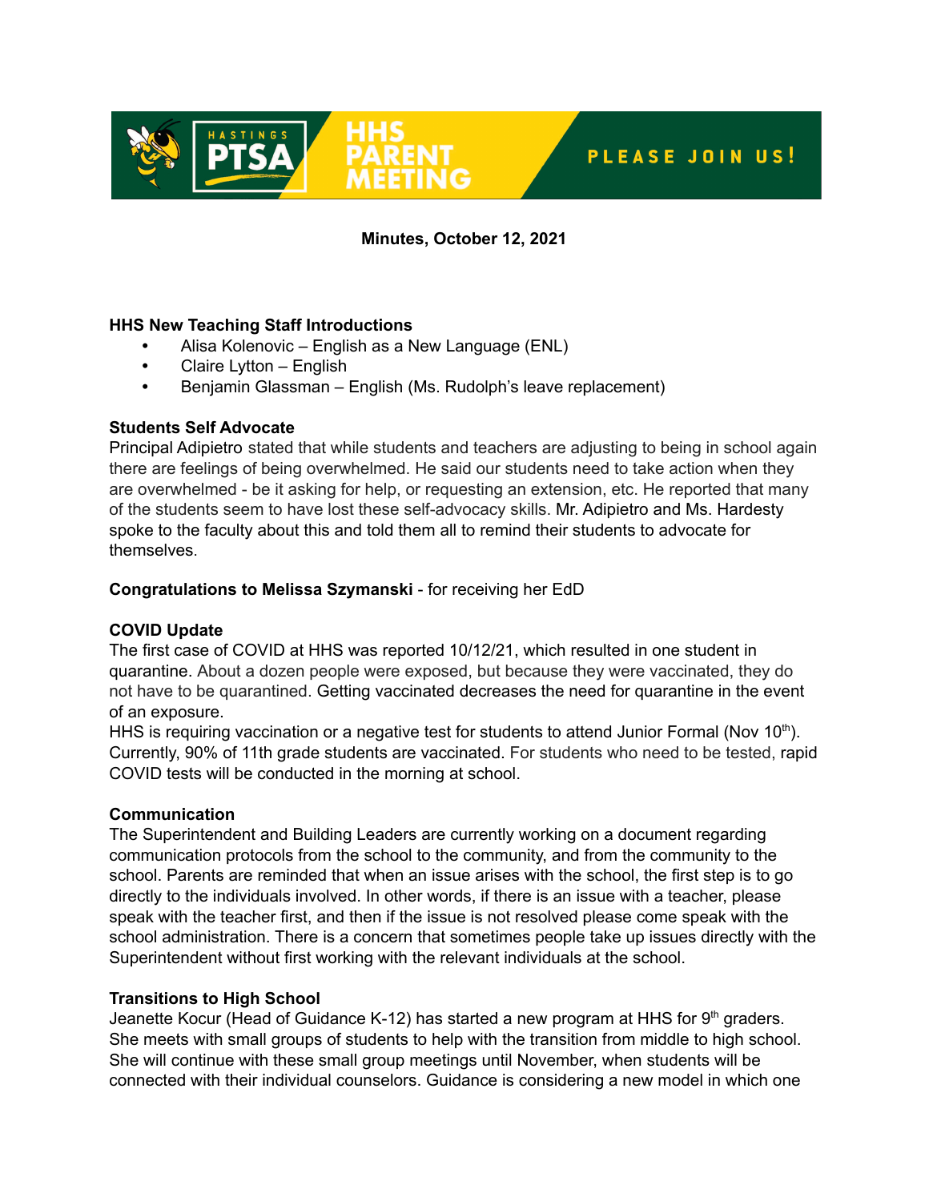HASTINGS PTSA | HHS PARENT MEETING | PLEASE JOIN US!

**Minutes, October 12, 2021**

**HHS New Teaching Staff Introductions**

- Alisa Kolenovic – English as a New Language (ENL)
- Claire Lytton – English
- Benjamin Glassman – English (Ms. Rudolph's leave replacement)

**Students Self Advocate**

Principal Adipietro stated that while students and teachers are adjusting to being in school again there are feelings of being overwhelmed. He said our students need to take action when they are overwhelmed - be it asking for help, or requesting an extension, etc. He reported that many of the students seem to have lost these self-advocacy skills. Mr. Adipietro and Ms. Hardesty spoke to the faculty about this and told them all to remind their students to advocate for themselves.

**Congratulations to Melissa Szymanski** - for receiving her EdD

**COVID Update**

The first case of COVID at HHS was reported 10/12/21, which resulted in one student in quarantine. About a dozen people were exposed, but because they were vaccinated, they do not have to be quarantined. Getting vaccinated decreases the need for quarantine in the event of an exposure.

HHS is requiring vaccination or a negative test for students to attend Junior Formal (Nov 10th). Currently, 90% of 11th grade students are vaccinated. For students who need to be tested, rapid COVID tests will be conducted in the morning at school.

**Communication**

The Superintendent and Building Leaders are currently working on a document regarding communication protocols from the school to the community, and from the community to the school. Parents are reminded that when an issue arises with the school, the first step is to go directly to the individuals involved. In other words, if there is an issue with a teacher, please speak with the teacher first, and then if the issue is not resolved please come speak with the school administration. There is a concern that sometimes people take up issues directly with the Superintendent without first working with the relevant individuals at the school.

**Transitions to High School**

Jeanette Kocur (Head of Guidance K-12) has started a new program at HHS for 9th graders. She meets with small groups of students to help with the transition from middle to high school. She will continue with these small group meetings until November, when students will be connected with their individual counselors. Guidance is considering a new model in which one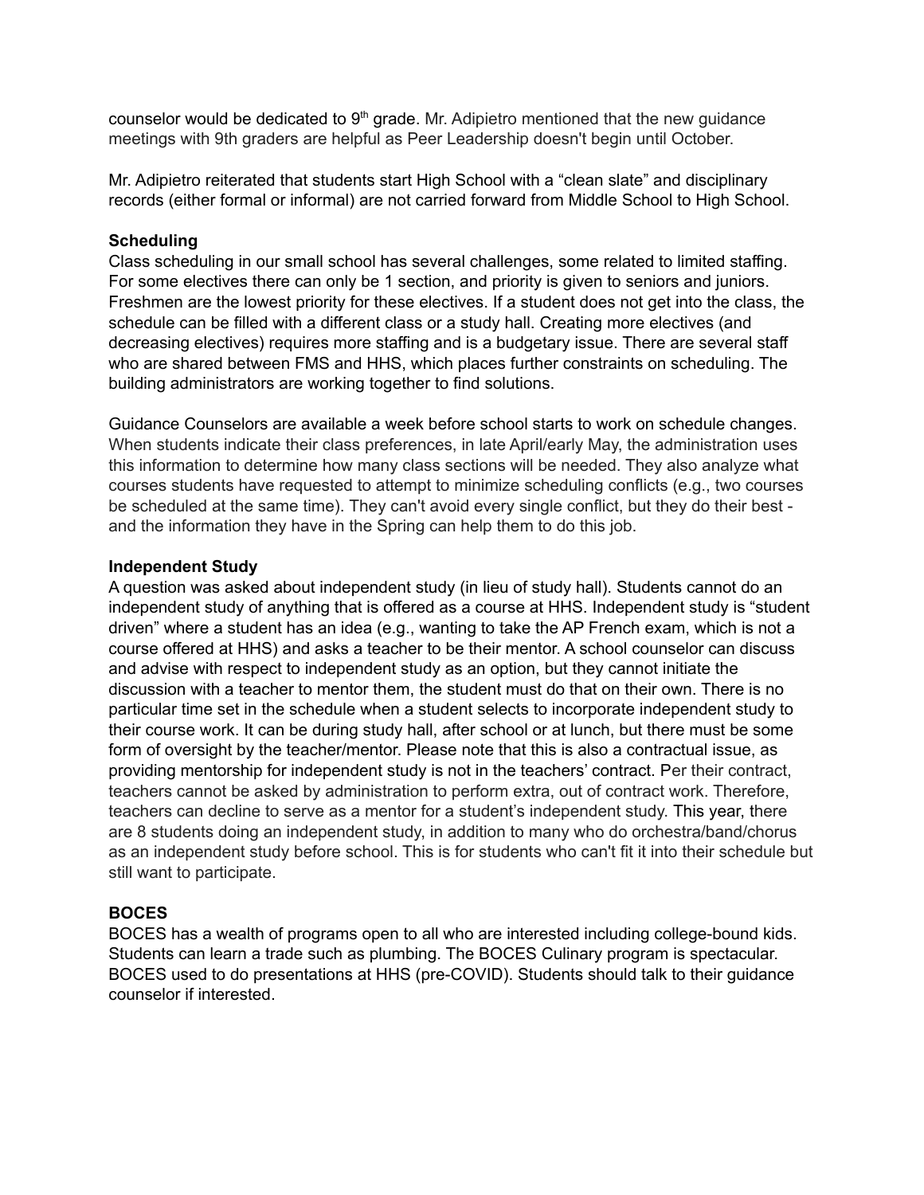counselor would be dedicated to 9th grade. Mr. Adipietro mentioned that the new guidance meetings with 9th graders are helpful as Peer Leadership doesn't begin until October.

Mr. Adipietro reiterated that students start High School with a “clean slate” and disciplinary records (either formal or informal) are not carried forward from Middle School to High School.

**Scheduling**

Class scheduling in our small school has several challenges, some related to limited staffing. For some electives there can only be 1 section, and priority is given to seniors and juniors. Freshmen are the lowest priority for these electives. If a student does not get into the class, the schedule can be filled with a different class or a study hall. Creating more electives (and decreasing electives) requires more staffing and is a budgetary issue. There are several staff who are shared between FMS and HHS, which places further constraints on scheduling. The building administrators are working together to find solutions.

Guidance Counselors are available a week before school starts to work on schedule changes. When students indicate their class preferences, in late April/early May, the administration uses this information to determine how many class sections will be needed. They also analyze what courses students have requested to attempt to minimize scheduling conflicts (e.g., two courses be scheduled at the same time). They can't avoid every single conflict, but they do their best - and the information they have in the Spring can help them to do this job.

**Independent Study**

A question was asked about independent study (in lieu of study hall). Students cannot do an independent study of anything that is offered as a course at HHS. Independent study is “student driven” where a student has an idea (e.g., wanting to take the AP French exam, which is not a course offered at HHS) and asks a teacher to be their mentor. A school counselor can discuss and advise with respect to independent study as an option, but they cannot initiate the discussion with a teacher to mentor them, the student must do that on their own. There is no particular time set in the schedule when a student selects to incorporate independent study to their course work. It can be during study hall, after school or at lunch, but there must be some form of oversight by the teacher/mentor. Please note that this is also a contractual issue, as providing mentorship for independent study is not in the teachers’ contract. Per their contract, teachers cannot be asked by administration to perform extra, out of contract work. Therefore, teachers can decline to serve as a mentor for a student’s independent study. This year, there are 8 students doing an independent study, in addition to many who do orchestra/band/chorus as an independent study before school. This is for students who can't fit it into their schedule but still want to participate.

**BOCES**

BOCES has a wealth of programs open to all who are interested including college-bound kids. Students can learn a trade such as plumbing. The BOCES Culinary program is spectacular. BOCES used to do presentations at HHS (pre-COVID). Students should talk to their guidance counselor if interested.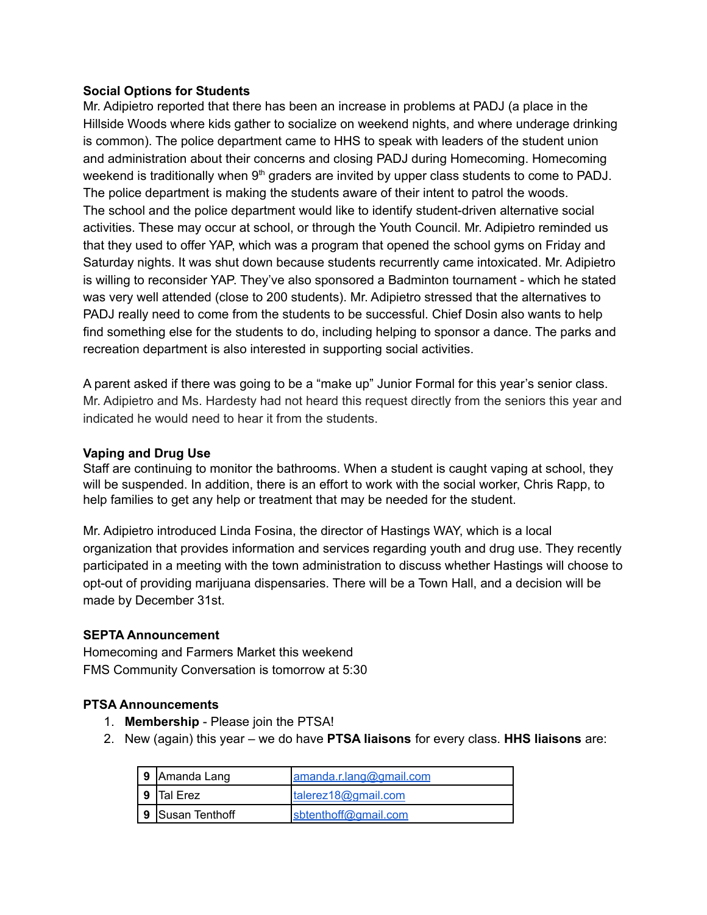**Social Options for Students**

Mr. Adipietro reported that there has been an increase in problems at PADJ (a place in the Hillside Woods where kids gather to socialize on weekend nights, and where underage drinking is common). The police department came to HHS to speak with leaders of the student union and administration about their concerns and closing PADJ during Homecoming. Homecoming weekend is traditionally when 9th graders are invited by upper class students to come to PADJ. The police department is making the students aware of their intent to patrol the woods. The school and the police department would like to identify student-driven alternative social activities. These may occur at school, or through the Youth Council. Mr. Adipietro reminded us that they used to offer YAP, which was a program that opened the school gyms on Friday and Saturday nights. It was shut down because students recurrently came intoxicated. Mr. Adipietro is willing to reconsider YAP. They've also sponsored a Badminton tournament - which he stated was very well attended (close to 200 students). Mr. Adipietro stressed that the alternatives to PADJ really need to come from the students to be successful. Chief Dosin also wants to help find something else for the students to do, including helping to sponsor a dance. The parks and recreation department is also interested in supporting social activities.

A parent asked if there was going to be a "make up" Junior Formal for this year's senior class. Mr. Adipietro and Ms. Hardesty had not heard this request directly from the seniors this year and indicated he would need to hear it from the students.

**Vaping and Drug Use**

Staff are continuing to monitor the bathrooms. When a student is caught vaping at school, they will be suspended. In addition, there is an effort to work with the social worker, Chris Rapp, to help families to get any help or treatment that may be needed for the student.

Mr. Adipietro introduced Linda Fosina, the director of Hastings WAY, which is a local organization that provides information and services regarding youth and drug use. They recently participated in a meeting with the town administration to discuss whether Hastings will choose to opt-out of providing marijuana dispensaries. There will be a Town Hall, and a decision will be made by December 31st.

**SEPTA Announcement**

Homecoming and Farmers Market this weekend
FMS Community Conversation is tomorrow at 5:30

**PTSA Announcements**

1. **Membership** - Please join the PTSA!
2. New (again) this year – we do have **PTSA liaisons** for every class. **HHS liaisons** are:

| | | |
|---|---|---|
| **9** | Amanda Lang | amanda.r.lang@gmail.com |
| **9** | Tal Erez | talerez18@gmail.com |
| **9** | Susan Tenthoff | sbtenthoff@gmail.com |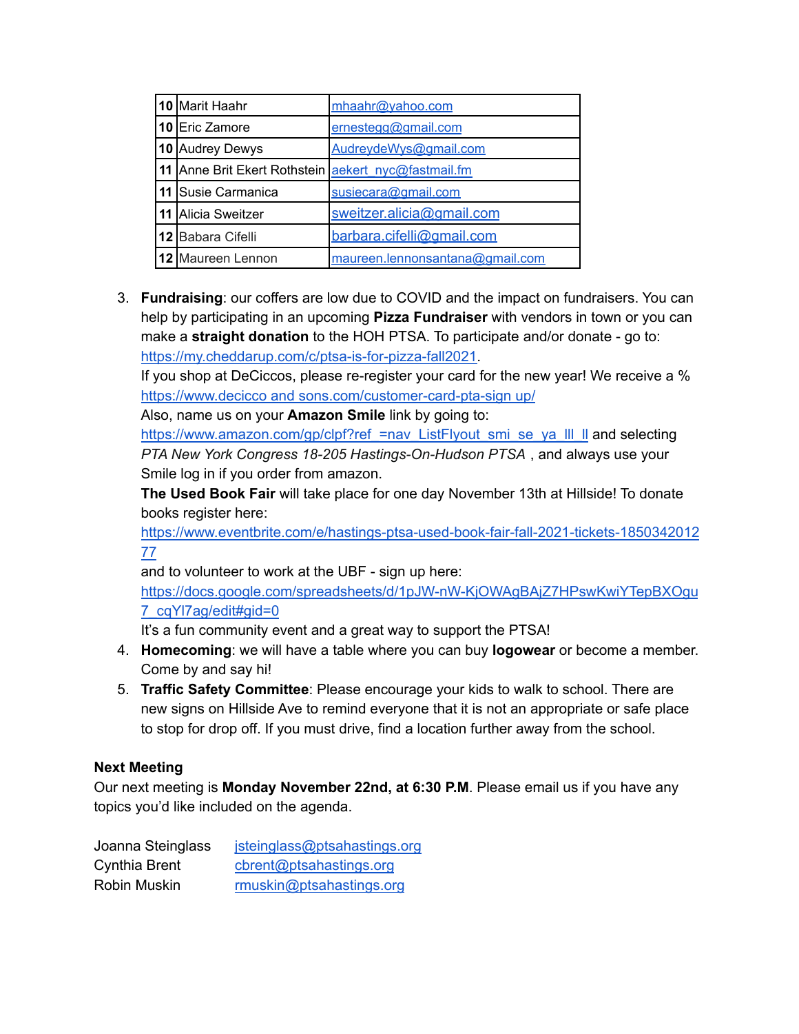| | | |
|---|---|---|
| **10** | Marit Haahr | mhaahr@yahoo.com |
| **10** | Eric Zamore | ernestegg@gmail.com |
| **10** | Audrey Dewys | AudreydeWys@gmail.com |
| **11** | Anne Brit Ekert Rothstein | aekert_nyc@fastmail.fm |
| **11** | Susie Carmanica | susiecara@gmail.com |
| **11** | Alicia Sweitzer | sweitzer.alicia@gmail.com |
| **12** | Babara Cifelli | barbara.cifelli@gmail.com |
| **12** | Maureen Lennon | maureen.lennonsantana@gmail.com |

3. **Fundraising**: our coffers are low due to COVID and the impact on fundraisers. You can help by participating in an upcoming **Pizza Fundraiser** with vendors in town or you can make a **straight donation** to the HOH PTSA. To participate and/or donate - go to: https://my.cheddarup.com/c/ptsa-is-for-pizza-fall2021.
   If you shop at DeCiccos, please re-register your card for the new year! We receive a % https://www.decicco and sons.com/customer-card-pta-sign up/
   Also, name us on your **Amazon Smile** link by going to: https://www.amazon.com/gp/clpf?ref_=nav_ListFlyout_smi_se_ya_lll_ll and selecting *PTA New York Congress 18-205 Hastings-On-Hudson PTSA* , and always use your Smile log in if you order from amazon.
   **The Used Book Fair** will take place for one day November 13th at Hillside! To donate books register here:
   https://www.eventbrite.com/e/hastings-ptsa-used-book-fair-fall-2021-tickets-185034201277
   and to volunteer to work at the UBF - sign up here:
   https://docs.google.com/spreadsheets/d/1pJW-nW-KjOWAgBAjZ7HPswKwiYTepBXOgu7_cqYl7ag/edit#gid=0
   It's a fun community event and a great way to support the PTSA!
4. **Homecoming**: we will have a table where you can buy **logowear** or become a member. Come by and say hi!
5. **Traffic Safety Committee**: Please encourage your kids to walk to school. There are new signs on Hillside Ave to remind everyone that it is not an appropriate or safe place to stop for drop off. If you must drive, find a location further away from the school.

**Next Meeting**

Our next meeting is **Monday November 22nd, at 6:30 P.M**. Please email us if you have any topics you'd like included on the agenda.

Joanna Steinglass  jsteinglass@ptsahastings.org
Cynthia Brent  cbrent@ptsahastings.org
Robin Muskin  rmuskin@ptsahastings.org